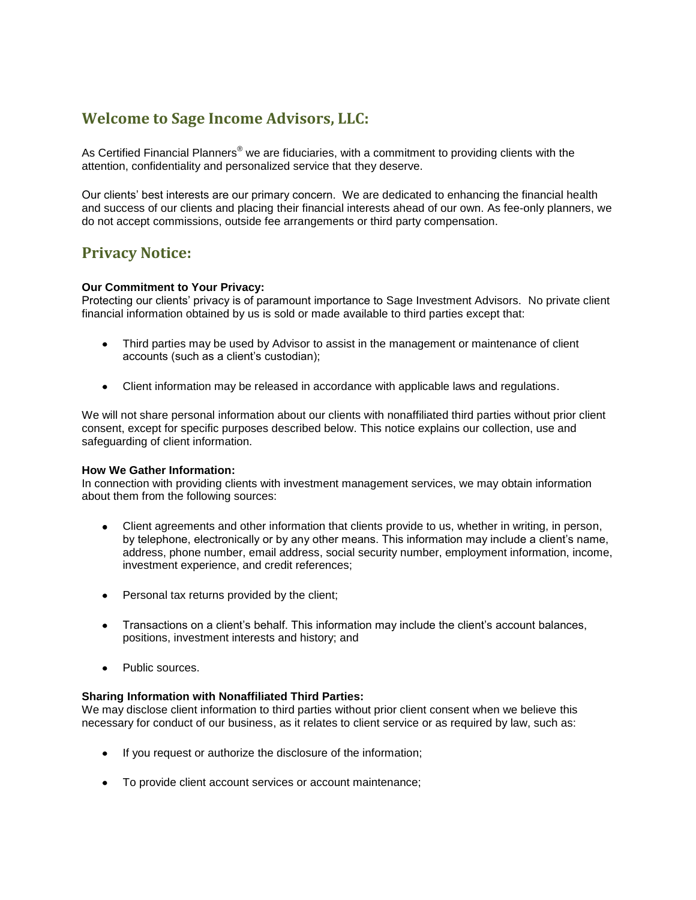## Welcome to Sage Income Advisors, LLC:

As Certified Financial Planners® we are fiduciaries, with a commitment to providing clients with the attention, confidentiality and personalized service that they deserve.

Our clients' best interests are our primary concern. We are dedicated to enhancing the financial health and success of our clients and placing their financial interests ahead of our own. As fee-only planners, we do not accept commissions, outside fee arrangements or third party compensation.

## Privacy Notice:

**Our Commitment to Your Privacy:**
Protecting our clients' privacy is of paramount importance to Sage Investment Advisors. No private client financial information obtained by us is sold or made available to third parties except that:

- Third parties may be used by Advisor to assist in the management or maintenance of client accounts (such as a client's custodian);
- Client information may be released in accordance with applicable laws and regulations.

We will not share personal information about our clients with nonaffiliated third parties without prior client consent, except for specific purposes described below. This notice explains our collection, use and safeguarding of client information.

**How We Gather Information:**
In connection with providing clients with investment management services, we may obtain information about them from the following sources:

- Client agreements and other information that clients provide to us, whether in writing, in person, by telephone, electronically or by any other means. This information may include a client's name, address, phone number, email address, social security number, employment information, income, investment experience, and credit references;
- Personal tax returns provided by the client;
- Transactions on a client's behalf. This information may include the client's account balances, positions, investment interests and history; and
- Public sources.

**Sharing Information with Nonaffiliated Third Parties:**
We may disclose client information to third parties without prior client consent when we believe this necessary for conduct of our business, as it relates to client service or as required by law, such as:

- If you request or authorize the disclosure of the information;
- To provide client account services or account maintenance;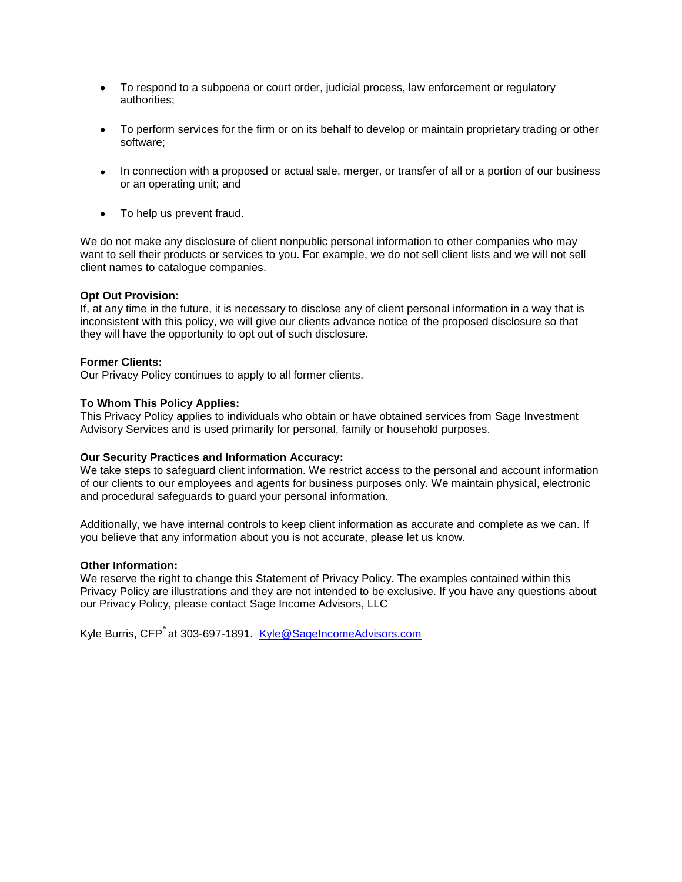- To respond to a subpoena or court order, judicial process, law enforcement or regulatory authorities;
- To perform services for the firm or on its behalf to develop or maintain proprietary trading or other software;
- In connection with a proposed or actual sale, merger, or transfer of all or a portion of our business or an operating unit; and
- To help us prevent fraud.

We do not make any disclosure of client nonpublic personal information to other companies who may want to sell their products or services to you. For example, we do not sell client lists and we will not sell client names to catalogue companies.

**Opt Out Provision:**
If, at any time in the future, it is necessary to disclose any of client personal information in a way that is inconsistent with this policy, we will give our clients advance notice of the proposed disclosure so that they will have the opportunity to opt out of such disclosure.

**Former Clients:**
Our Privacy Policy continues to apply to all former clients.

**To Whom This Policy Applies:**
This Privacy Policy applies to individuals who obtain or have obtained services from Sage Investment Advisory Services and is used primarily for personal, family or household purposes.

**Our Security Practices and Information Accuracy:**
We take steps to safeguard client information. We restrict access to the personal and account information of our clients to our employees and agents for business purposes only. We maintain physical, electronic and procedural safeguards to guard your personal information.

Additionally, we have internal controls to keep client information as accurate and complete as we can. If you believe that any information about you is not accurate, please let us know.

**Other Information:**
We reserve the right to change this Statement of Privacy Policy. The examples contained within this Privacy Policy are illustrations and they are not intended to be exclusive. If you have any questions about our Privacy Policy, please contact Sage Income Advisors, LLC

Kyle Burris, CFP® at 303-697-1891. [Kyle@SageIncomeAdvisors.com](mailto:Kyle@SageIncomeAdvisors.com)